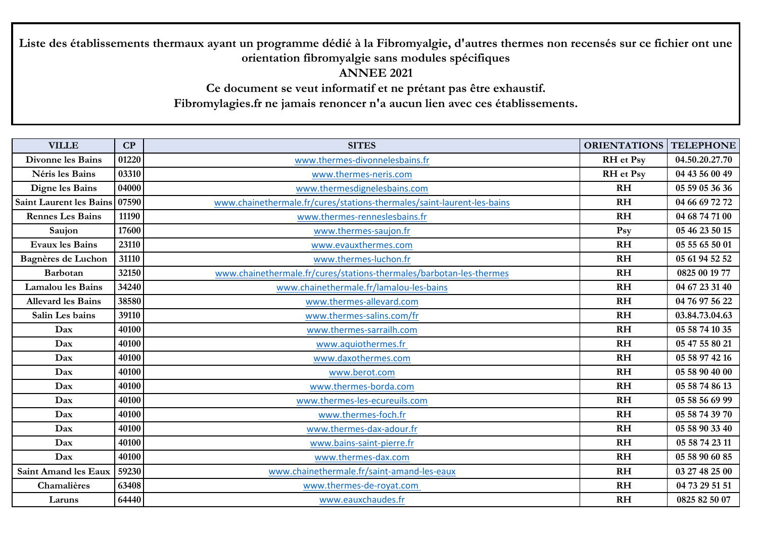**Liste des établissements thermaux ayant un programme dédié à la Fibromyalgie, d'autres thermes non recensés sur ce fichier ont une orientation fibromyalgie sans modules spécifiques**

**ANNEE 2021**

**Ce document se veut informatif et ne prétant pas être exhaustif.**

**Fibromylagies.fr ne jamais renoncer n'a aucun lien avec ces établissements.**

| VILLE | CP | SITES | ORIENTATIONS | TELEPHONE |
|---|---|---|---|---|
| Divonne les Bains | 01220 | www.thermes-divonnelesbains.fr | RH et Psy | 04.50.20.27.70 |
| Néris les Bains | 03310 | www.thermes-neris.com | RH et Psy | 04 43 56 00 49 |
| Digne les Bains | 04000 | www.thermesdignelesbains.com | RH | 05 59 05 36 36 |
| Saint Laurent les Bains | 07590 | www.chainethermale.fr/cures/stations-thermales/saint-laurent-les-bains | RH | 04 66 69 72 72 |
| Rennes Les Bains | 11190 | www.thermes-renneslesbains.fr | RH | 04 68 74 71 00 |
| Saujon | 17600 | www.thermes-saujon.fr | Psy | 05 46 23 50 15 |
| Evaux les Bains | 23110 | www.evauxthermes.com | RH | 05 55 65 50 01 |
| Bagnères de Luchon | 31110 | www.thermes-luchon.fr | RH | 05 61 94 52 52 |
| Barbotan | 32150 | www.chainethermale.fr/cures/stations-thermales/barbotan-les-thermes | RH | 0825 00 19 77 |
| Lamalou les Bains | 34240 | www.chainethermale.fr/lamalou-les-bains | RH | 04 67 23 31 40 |
| Allevard les Bains | 38580 | www.thermes-allevard.com | RH | 04 76 97 56 22 |
| Salin Les bains | 39110 | www.thermes-salins.com/fr | RH | 03.84.73.04.63 |
| Dax | 40100 | www.thermes-sarrailh.com | RH | 05 58 74 10 35 |
| Dax | 40100 | www.aquiothermes.fr | RH | 05 47 55 80 21 |
| Dax | 40100 | www.daxothermes.com | RH | 05 58 97 42 16 |
| Dax | 40100 | www.berot.com | RH | 05 58 90 40 00 |
| Dax | 40100 | www.thermes-borda.com | RH | 05 58 74 86 13 |
| Dax | 40100 | www.thermes-les-ecureuils.com | RH | 05 58 56 69 99 |
| Dax | 40100 | www.thermes-foch.fr | RH | 05 58 74 39 70 |
| Dax | 40100 | www.thermes-dax-adour.fr | RH | 05 58 90 33 40 |
| Dax | 40100 | www.bains-saint-pierre.fr | RH | 05 58 74 23 11 |
| Dax | 40100 | www.thermes-dax.com | RH | 05 58 90 60 85 |
| Saint Amand les Eaux | 59230 | www.chainethermale.fr/saint-amand-les-eaux | RH | 03 27 48 25 00 |
| Chamalières | 63408 | www.thermes-de-royat.com | RH | 04 73 29 51 51 |
| Laruns | 64440 | www.eauxchaudes.fr | RH | 0825 82 50 07 |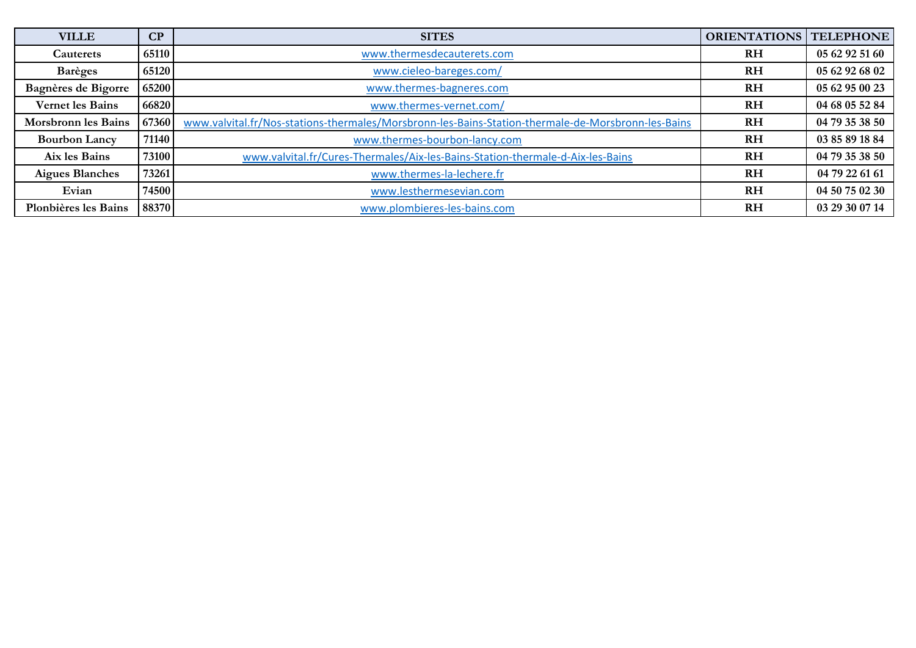| VILLE | CP | SITES | ORIENTATIONS | TELEPHONE |
|---|---|---|---|---|
| Cauterets | 65110 | www.thermesdecauterets.com | RH | 05 62 92 51 60 |
| Barèges | 65120 | www.cieleo-bareges.com/ | RH | 05 62 92 68 02 |
| Bagnères de Bigorre | 65200 | www.thermes-bagneres.com | RH | 05 62 95 00 23 |
| Vernet les Bains | 66820 | www.thermes-vernet.com/ | RH | 04 68 05 52 84 |
| Morsbronn les Bains | 67360 | www.valvital.fr/Nos-stations-thermales/Morsbronn-les-Bains-Station-thermale-de-Morsbronn-les-Bains | RH | 04 79 35 38 50 |
| Bourbon Lancy | 71140 | www.thermes-bourbon-lancy.com | RH | 03 85 89 18 84 |
| Aix les Bains | 73100 | www.valvital.fr/Cures-Thermales/Aix-les-Bains-Station-thermale-d-Aix-les-Bains | RH | 04 79 35 38 50 |
| Aigues Blanches | 73261 | www.thermes-la-lechere.fr | RH | 04 79 22 61 61 |
| Evian | 74500 | www.lesthermesevian.com | RH | 04 50 75 02 30 |
| Plonbières les Bains | 88370 | www.plombieres-les-bains.com | RH | 03 29 30 07 14 |